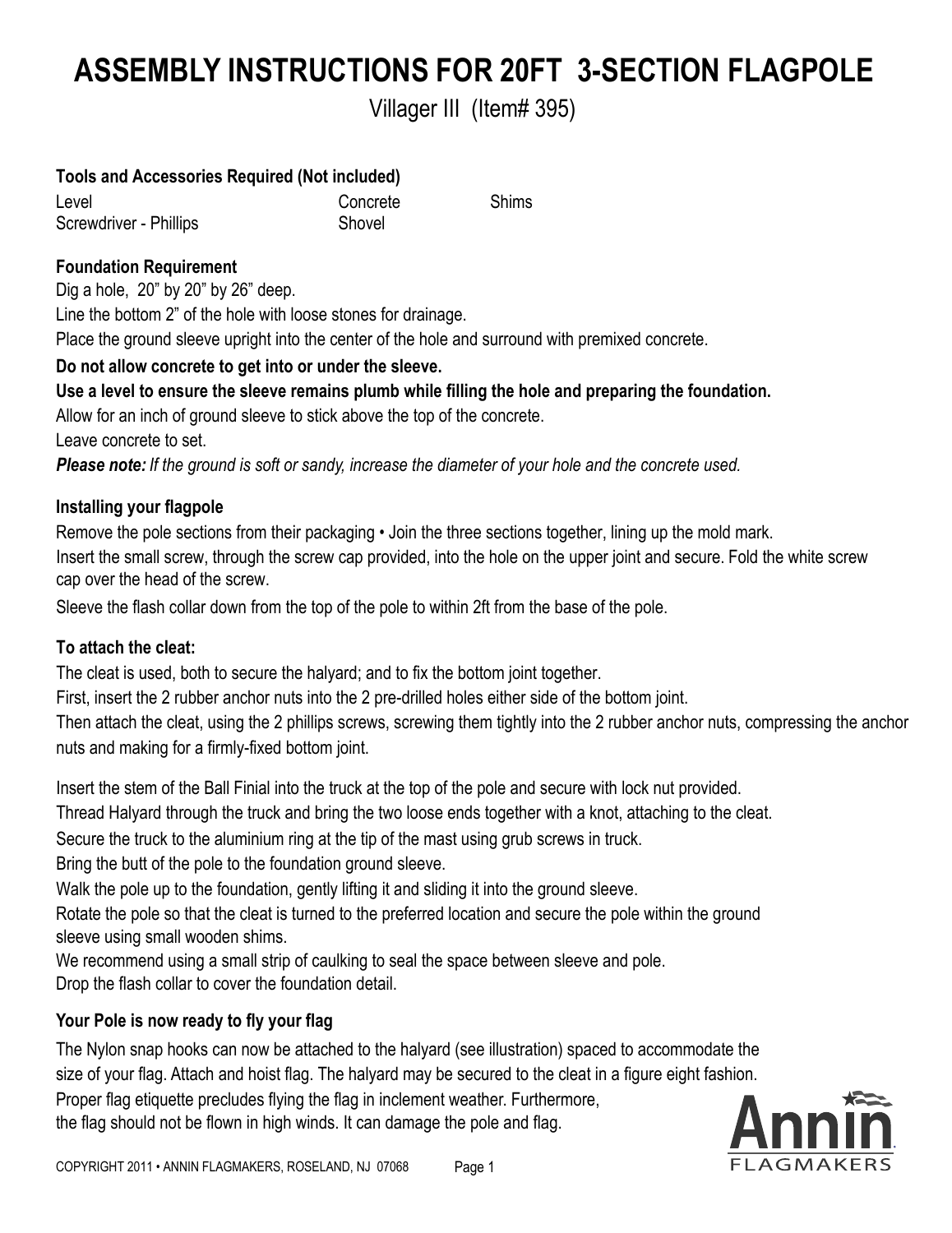# ASSEMBLY INSTRUCTIONS FOR 20FT 3-SECTION FLAGPOLE

Villager III (Item# 395)

**Tools and Accessories Required (Not included)**

Level
Screwdriver - Phillips
Concrete
Shovel
Shims

**Foundation Requirement**

Dig a hole, 20” by 20” by 26” deep.
Line the bottom 2” of the hole with loose stones for drainage.
Place the ground sleeve upright into the center of the hole and surround with premixed concrete.

**Do not allow concrete to get into or under the sleeve.**

**Use a level to ensure the sleeve remains plumb while filling the hole and preparing the foundation.**

Allow for an inch of ground sleeve to stick above the top of the concrete.
Leave concrete to set.

***Please note:*** *If the ground is soft or sandy, increase the diameter of your hole and the concrete used.*

**Installing your flagpole**

Remove the pole sections from their packaging • Join the three sections together, lining up the mold mark.
Insert the small screw, through the screw cap provided, into the hole on the upper joint and secure. Fold the white screw cap over the head of the screw.
Sleeve the flash collar down from the top of the pole to within 2ft from the base of the pole.

**To attach the cleat:**

The cleat is used, both to secure the halyard; and to fix the bottom joint together.
First, insert the 2 rubber anchor nuts into the 2 pre-drilled holes either side of the bottom joint.
Then attach the cleat, using the 2 phillips screws, screwing them tightly into the 2 rubber anchor nuts, compressing the anchor nuts and making for a firmly-fixed bottom joint.

Insert the stem of the Ball Finial into the truck at the top of the pole and secure with lock nut provided.
Thread Halyard through the truck and bring the two loose ends together with a knot, attaching to the cleat.
Secure the truck to the aluminium ring at the tip of the mast using grub screws in truck.
Bring the butt of the pole to the foundation ground sleeve.
Walk the pole up to the foundation, gently lifting it and sliding it into the ground sleeve.
Rotate the pole so that the cleat is turned to the preferred location and secure the pole within the ground sleeve using small wooden shims.
We recommend using a small strip of caulking to seal the space between sleeve and pole.
Drop the flash collar to cover the foundation detail.

**Your Pole is now ready to fly your flag**

The Nylon snap hooks can now be attached to the halyard (see illustration) spaced to accommodate the size of your flag. Attach and hoist flag. The halyard may be secured to the cleat in a figure eight fashion.
Proper flag etiquette precludes flying the flag in inclement weather. Furthermore, the flag should not be flown in high winds. It can damage the pole and flag.

COPYRIGHT 2011 • ANNIN FLAGMAKERS, ROSELAND, NJ 07068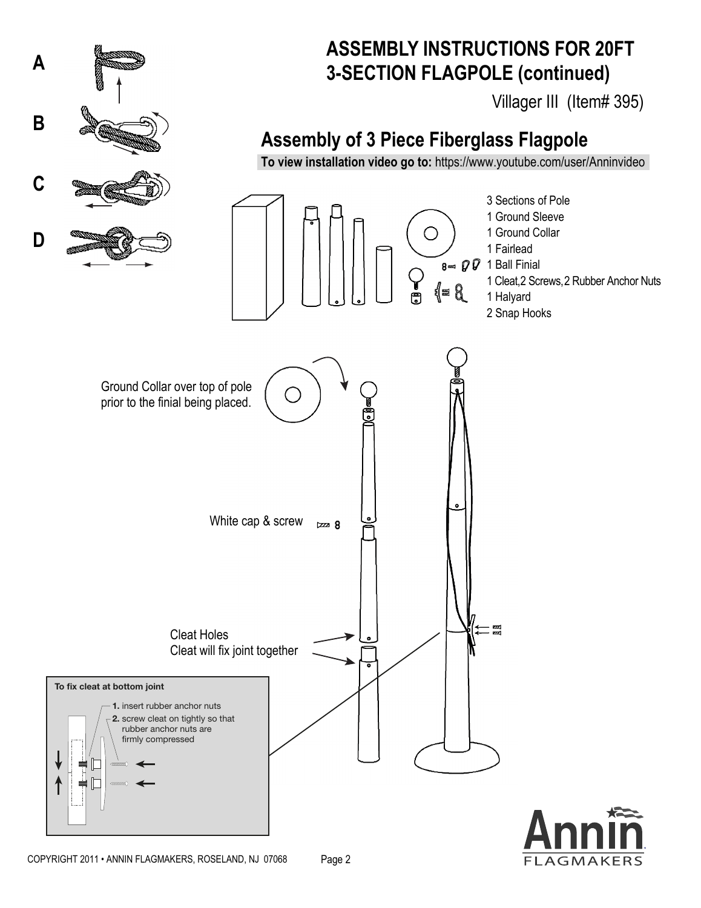A

B

C

D

# ASSEMBLY INSTRUCTIONS FOR 20FT 3-SECTION FLAGPOLE (continued)

Villager III (Item# 395)

## Assembly of 3 Piece Fiberglass Flagpole

**To view installation video go to:** https://www.youtube.com/user/Anninvideo

- 3 Sections of Pole
- 1 Ground Sleeve
- 1 Ground Collar
- 1 Fairlead
- 1 Ball Finial
- 1 Cleat, 2 Screws, 2 Rubber Anchor Nuts
- 1 Halyard
- 2 Snap Hooks

Ground Collar over top of pole prior to the finial being placed.

White cap & screw

8

Cleat Holes
Cleat will fix joint together

**To fix cleat at bottom joint**

1. insert rubber anchor nuts
2. screw cleat on tightly so that rubber anchor nuts are firmly compressed

COPYRIGHT 2011 • ANNIN FLAGMAKERS, ROSELAND, NJ 07068

Annin FLAGMAKERS